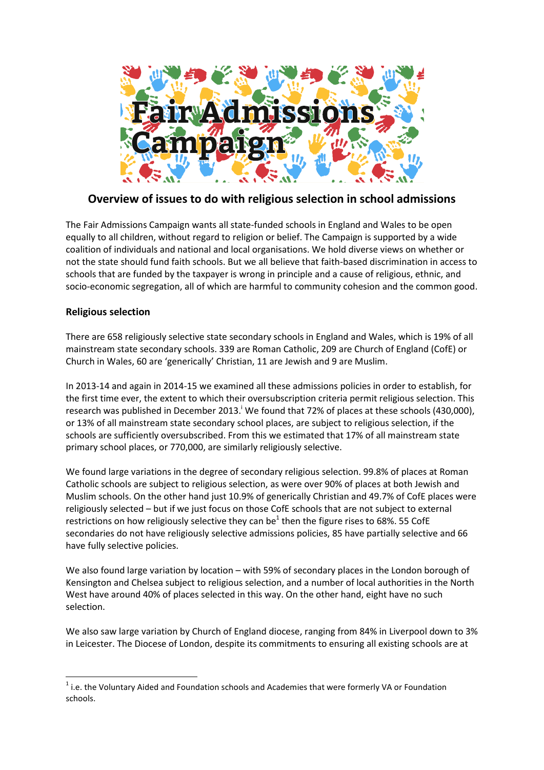# Fair Admissions Campaign

## Overview of issues to do with religious selection in school admissions

The Fair Admissions Campaign wants all state-funded schools in England and Wales to be open equally to all children, without regard to religion or belief. The Campaign is supported by a wide coalition of individuals and national and local organisations. We hold diverse views on whether or not the state should fund faith schools. But we all believe that faith-based discrimination in access to schools that are funded by the taxpayer is wrong in principle and a cause of religious, ethnic, and socio-economic segregation, all of which are harmful to community cohesion and the common good.

### Religious selection

There are 658 religiously selective state secondary schools in England and Wales, which is 19% of all mainstream state secondary schools. 339 are Roman Catholic, 209 are Church of England (CofE) or Church in Wales, 60 are 'generically' Christian, 11 are Jewish and 9 are Muslim.

In 2013-14 and again in 2014-15 we examined all these admissions policies in order to establish, for the first time ever, the extent to which their oversubscription criteria permit religious selection. This research was published in December 2013.[i] We found that 72% of places at these schools (430,000), or 13% of all mainstream state secondary school places, are subject to religious selection, if the schools are sufficiently oversubscribed. From this we estimated that 17% of all mainstream state primary school places, or 770,000, are similarly religiously selective.

We found large variations in the degree of secondary religious selection. 99.8% of places at Roman Catholic schools are subject to religious selection, as were over 90% of places at both Jewish and Muslim schools. On the other hand just 10.9% of generically Christian and 49.7% of CofE places were religiously selected – but if we just focus on those CofE schools that are not subject to external restrictions on how religiously selective they can be[1] then the figure rises to 68%. 55 CofE secondaries do not have religiously selective admissions policies, 85 have partially selective and 66 have fully selective policies.

We also found large variation by location – with 59% of secondary places in the London borough of Kensington and Chelsea subject to religious selection, and a number of local authorities in the North West have around 40% of places selected in this way. On the other hand, eight have no such selection.

We also saw large variation by Church of England diocese, ranging from 84% in Liverpool down to 3% in Leicester. The Diocese of London, despite its commitments to ensuring all existing schools are at

---

[1] i.e. the Voluntary Aided and Foundation schools and Academies that were formerly VA or Foundation schools.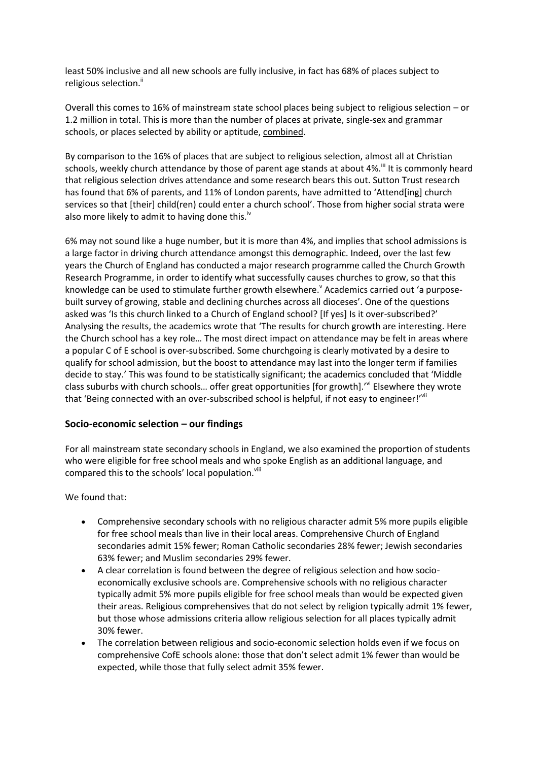least 50% inclusive and all new schools are fully inclusive, in fact has 68% of places subject to religious selection.[ii]

Overall this comes to 16% of mainstream state school places being subject to religious selection – or 1.2 million in total. This is more than the number of places at private, single-sex and grammar schools, or places selected by ability or aptitude, combined.

By comparison to the 16% of places that are subject to religious selection, almost all at Christian schools, weekly church attendance by those of parent age stands at about 4%.[iii] It is commonly heard that religious selection drives attendance and some research bears this out. Sutton Trust research has found that 6% of parents, and 11% of London parents, have admitted to 'Attend[ing] church services so that [their] child(ren) could enter a church school'. Those from higher social strata were also more likely to admit to having done this.[iv]

6% may not sound like a huge number, but it is more than 4%, and implies that school admissions is a large factor in driving church attendance amongst this demographic. Indeed, over the last few years the Church of England has conducted a major research programme called the Church Growth Research Programme, in order to identify what successfully causes churches to grow, so that this knowledge can be used to stimulate further growth elsewhere.[v] Academics carried out 'a purpose-built survey of growing, stable and declining churches across all dioceses'. One of the questions asked was 'Is this church linked to a Church of England school? [If yes] Is it over-subscribed?' Analysing the results, the academics wrote that 'The results for church growth are interesting. Here the Church school has a key role… The most direct impact on attendance may be felt in areas where a popular C of E school is over-subscribed. Some churchgoing is clearly motivated by a desire to qualify for school admission, but the boost to attendance may last into the longer term if families decide to stay.' This was found to be statistically significant; the academics concluded that 'Middle class suburbs with church schools… offer great opportunities [for growth].'[vi] Elsewhere they wrote that 'Being connected with an over-subscribed school is helpful, if not easy to engineer!'[vii]

## Socio-economic selection – our findings

For all mainstream state secondary schools in England, we also examined the proportion of students who were eligible for free school meals and who spoke English as an additional language, and compared this to the schools' local population.[viii]

We found that:

- Comprehensive secondary schools with no religious character admit 5% more pupils eligible for free school meals than live in their local areas. Comprehensive Church of England secondaries admit 15% fewer; Roman Catholic secondaries 28% fewer; Jewish secondaries 63% fewer; and Muslim secondaries 29% fewer.
- A clear correlation is found between the degree of religious selection and how socio-economically exclusive schools are. Comprehensive schools with no religious character typically admit 5% more pupils eligible for free school meals than would be expected given their areas. Religious comprehensives that do not select by religion typically admit 1% fewer, but those whose admissions criteria allow religious selection for all places typically admit 30% fewer.
- The correlation between religious and socio-economic selection holds even if we focus on comprehensive CofE schools alone: those that don't select admit 1% fewer than would be expected, while those that fully select admit 35% fewer.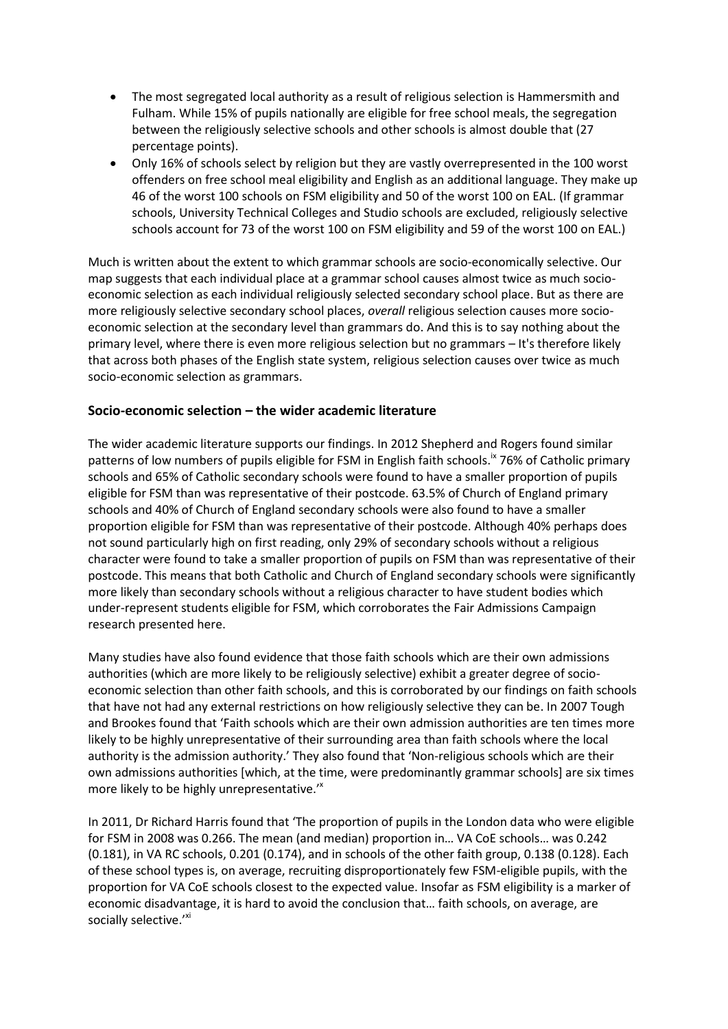- The most segregated local authority as a result of religious selection is Hammersmith and Fulham. While 15% of pupils nationally are eligible for free school meals, the segregation between the religiously selective schools and other schools is almost double that (27 percentage points).
- Only 16% of schools select by religion but they are vastly overrepresented in the 100 worst offenders on free school meal eligibility and English as an additional language. They make up 46 of the worst 100 schools on FSM eligibility and 50 of the worst 100 on EAL. (If grammar schools, University Technical Colleges and Studio schools are excluded, religiously selective schools account for 73 of the worst 100 on FSM eligibility and 59 of the worst 100 on EAL.)

Much is written about the extent to which grammar schools are socio-economically selective. Our map suggests that each individual place at a grammar school causes almost twice as much socio-economic selection as each individual religiously selected secondary school place. But as there are more religiously selective secondary school places, *overall* religious selection causes more socio-economic selection at the secondary level than grammars do. And this is to say nothing about the primary level, where there is even more religious selection but no grammars – It's therefore likely that across both phases of the English state system, religious selection causes over twice as much socio-economic selection as grammars.

## Socio-economic selection – the wider academic literature

The wider academic literature supports our findings. In 2012 Shepherd and Rogers found similar patterns of low numbers of pupils eligible for FSM in English faith schools.[ix] 76% of Catholic primary schools and 65% of Catholic secondary schools were found to have a smaller proportion of pupils eligible for FSM than was representative of their postcode. 63.5% of Church of England primary schools and 40% of Church of England secondary schools were also found to have a smaller proportion eligible for FSM than was representative of their postcode. Although 40% perhaps does not sound particularly high on first reading, only 29% of secondary schools without a religious character were found to take a smaller proportion of pupils on FSM than was representative of their postcode. This means that both Catholic and Church of England secondary schools were significantly more likely than secondary schools without a religious character to have student bodies which under-represent students eligible for FSM, which corroborates the Fair Admissions Campaign research presented here.

Many studies have also found evidence that those faith schools which are their own admissions authorities (which are more likely to be religiously selective) exhibit a greater degree of socio-economic selection than other faith schools, and this is corroborated by our findings on faith schools that have not had any external restrictions on how religiously selective they can be. In 2007 Tough and Brookes found that 'Faith schools which are their own admission authorities are ten times more likely to be highly unrepresentative of their surrounding area than faith schools where the local authority is the admission authority.' They also found that 'Non-religious schools which are their own admissions authorities [which, at the time, were predominantly grammar schools] are six times more likely to be highly unrepresentative.'[x]

In 2011, Dr Richard Harris found that 'The proportion of pupils in the London data who were eligible for FSM in 2008 was 0.266. The mean (and median) proportion in… VA CoE schools… was 0.242 (0.181), in VA RC schools, 0.201 (0.174), and in schools of the other faith group, 0.138 (0.128). Each of these school types is, on average, recruiting disproportionately few FSM-eligible pupils, with the proportion for VA CoE schools closest to the expected value. Insofar as FSM eligibility is a marker of economic disadvantage, it is hard to avoid the conclusion that… faith schools, on average, are socially selective.'[xi]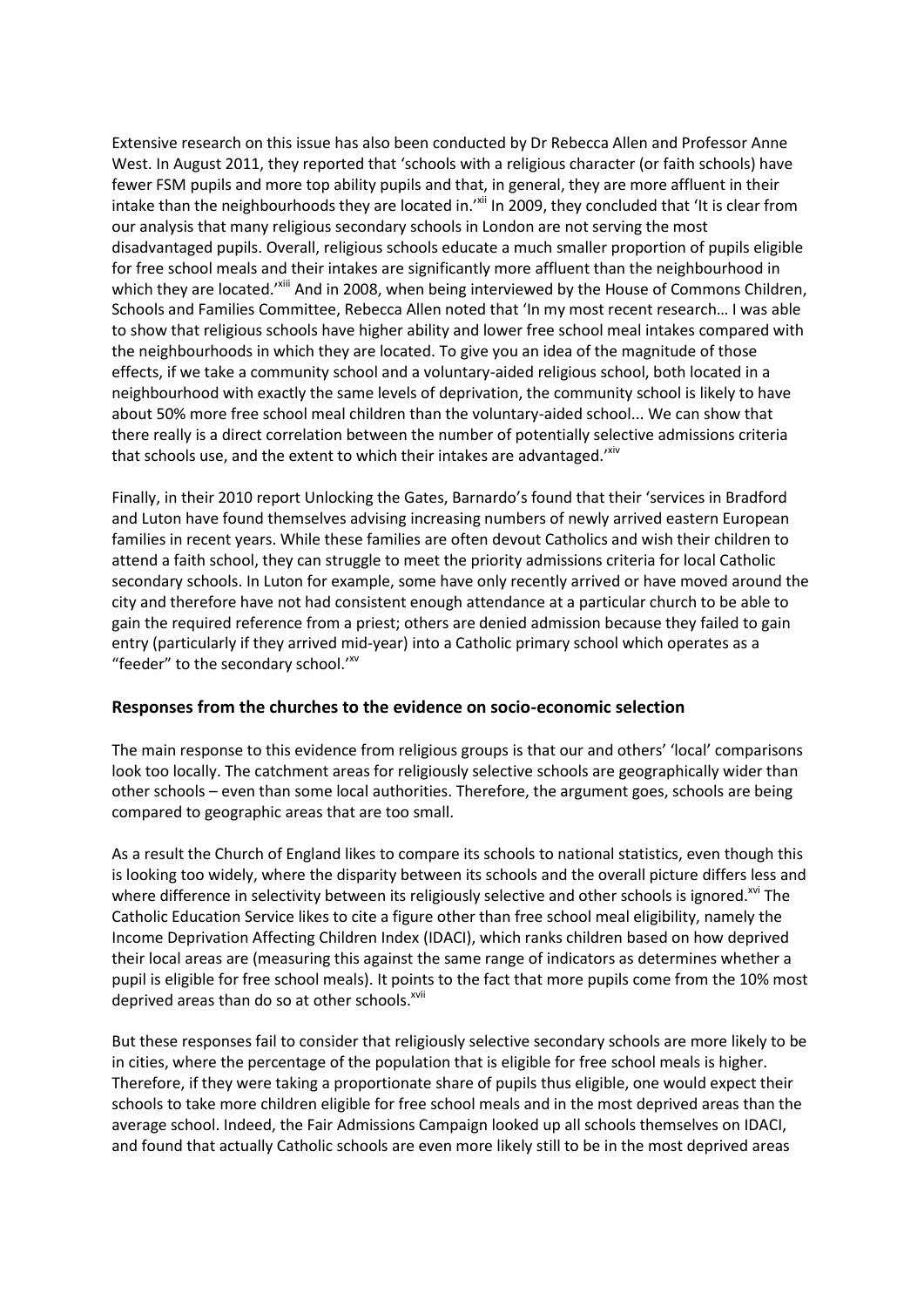Extensive research on this issue has also been conducted by Dr Rebecca Allen and Professor Anne West. In August 2011, they reported that 'schools with a religious character (or faith schools) have fewer FSM pupils and more top ability pupils and that, in general, they are more affluent in their intake than the neighbourhoods they are located in.'[xii] In 2009, they concluded that 'It is clear from our analysis that many religious secondary schools in London are not serving the most disadvantaged pupils. Overall, religious schools educate a much smaller proportion of pupils eligible for free school meals and their intakes are significantly more affluent than the neighbourhood in which they are located.'[xiii] And in 2008, when being interviewed by the House of Commons Children, Schools and Families Committee, Rebecca Allen noted that 'In my most recent research… I was able to show that religious schools have higher ability and lower free school meal intakes compared with the neighbourhoods in which they are located. To give you an idea of the magnitude of those effects, if we take a community school and a voluntary-aided religious school, both located in a neighbourhood with exactly the same levels of deprivation, the community school is likely to have about 50% more free school meal children than the voluntary-aided school... We can show that there really is a direct correlation between the number of potentially selective admissions criteria that schools use, and the extent to which their intakes are advantaged.'[xiv]

Finally, in their 2010 report Unlocking the Gates, Barnardo's found that their 'services in Bradford and Luton have found themselves advising increasing numbers of newly arrived eastern European families in recent years. While these families are often devout Catholics and wish their children to attend a faith school, they can struggle to meet the priority admissions criteria for local Catholic secondary schools. In Luton for example, some have only recently arrived or have moved around the city and therefore have not had consistent enough attendance at a particular church to be able to gain the required reference from a priest; others are denied admission because they failed to gain entry (particularly if they arrived mid-year) into a Catholic primary school which operates as a "feeder" to the secondary school.'[xv]

## Responses from the churches to the evidence on socio-economic selection

The main response to this evidence from religious groups is that our and others' 'local' comparisons look too locally. The catchment areas for religiously selective schools are geographically wider than other schools – even than some local authorities. Therefore, the argument goes, schools are being compared to geographic areas that are too small.

As a result the Church of England likes to compare its schools to national statistics, even though this is looking too widely, where the disparity between its schools and the overall picture differs less and where difference in selectivity between its religiously selective and other schools is ignored.[xvi] The Catholic Education Service likes to cite a figure other than free school meal eligibility, namely the Income Deprivation Affecting Children Index (IDACI), which ranks children based on how deprived their local areas are (measuring this against the same range of indicators as determines whether a pupil is eligible for free school meals). It points to the fact that more pupils come from the 10% most deprived areas than do so at other schools.[xvii]

But these responses fail to consider that religiously selective secondary schools are more likely to be in cities, where the percentage of the population that is eligible for free school meals is higher. Therefore, if they were taking a proportionate share of pupils thus eligible, one would expect their schools to take more children eligible for free school meals and in the most deprived areas than the average school. Indeed, the Fair Admissions Campaign looked up all schools themselves on IDACI, and found that actually Catholic schools are even more likely still to be in the most deprived areas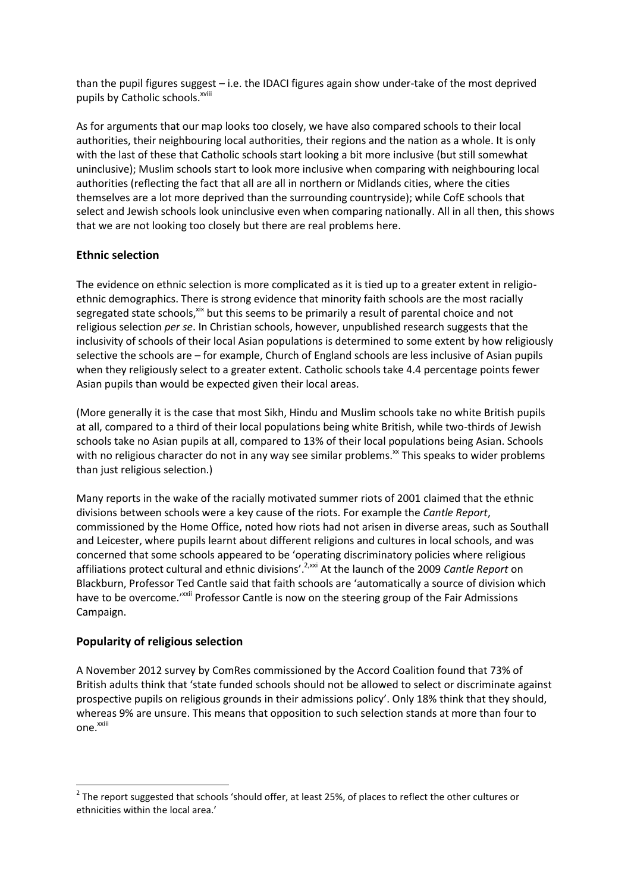than the pupil figures suggest – i.e. the IDACI figures again show under-take of the most deprived pupils by Catholic schools.[xviii]

As for arguments that our map looks too closely, we have also compared schools to their local authorities, their neighbouring local authorities, their regions and the nation as a whole. It is only with the last of these that Catholic schools start looking a bit more inclusive (but still somewhat uninclusive); Muslim schools start to look more inclusive when comparing with neighbouring local authorities (reflecting the fact that all are all in northern or Midlands cities, where the cities themselves are a lot more deprived than the surrounding countryside); while CofE schools that select and Jewish schools look uninclusive even when comparing nationally. All in all then, this shows that we are not looking too closely but there are real problems here.

## Ethnic selection

The evidence on ethnic selection is more complicated as it is tied up to a greater extent in religio-ethnic demographics. There is strong evidence that minority faith schools are the most racially segregated state schools,[xix] but this seems to be primarily a result of parental choice and not religious selection *per se*. In Christian schools, however, unpublished research suggests that the inclusivity of schools of their local Asian populations is determined to some extent by how religiously selective the schools are – for example, Church of England schools are less inclusive of Asian pupils when they religiously select to a greater extent. Catholic schools take 4.4 percentage points fewer Asian pupils than would be expected given their local areas.

(More generally it is the case that most Sikh, Hindu and Muslim schools take no white British pupils at all, compared to a third of their local populations being white British, while two-thirds of Jewish schools take no Asian pupils at all, compared to 13% of their local populations being Asian. Schools with no religious character do not in any way see similar problems.[xx] This speaks to wider problems than just religious selection.)

Many reports in the wake of the racially motivated summer riots of 2001 claimed that the ethnic divisions between schools were a key cause of the riots. For example the *Cantle Report*, commissioned by the Home Office, noted how riots had not arisen in diverse areas, such as Southall and Leicester, where pupils learnt about different religions and cultures in local schools, and was concerned that some schools appeared to be 'operating discriminatory policies where religious affiliations protect cultural and ethnic divisions'.[2,xxi] At the launch of the 2009 *Cantle Report* on Blackburn, Professor Ted Cantle said that faith schools are 'automatically a source of division which have to be overcome.'[xxii] Professor Cantle is now on the steering group of the Fair Admissions Campaign.

## Popularity of religious selection

A November 2012 survey by ComRes commissioned by the Accord Coalition found that 73% of British adults think that 'state funded schools should not be allowed to select or discriminate against prospective pupils on religious grounds in their admissions policy'. Only 18% think that they should, whereas 9% are unsure. This means that opposition to such selection stands at more than four to one.[xxiii]

---

[2] The report suggested that schools 'should offer, at least 25%, of places to reflect the other cultures or ethnicities within the local area.'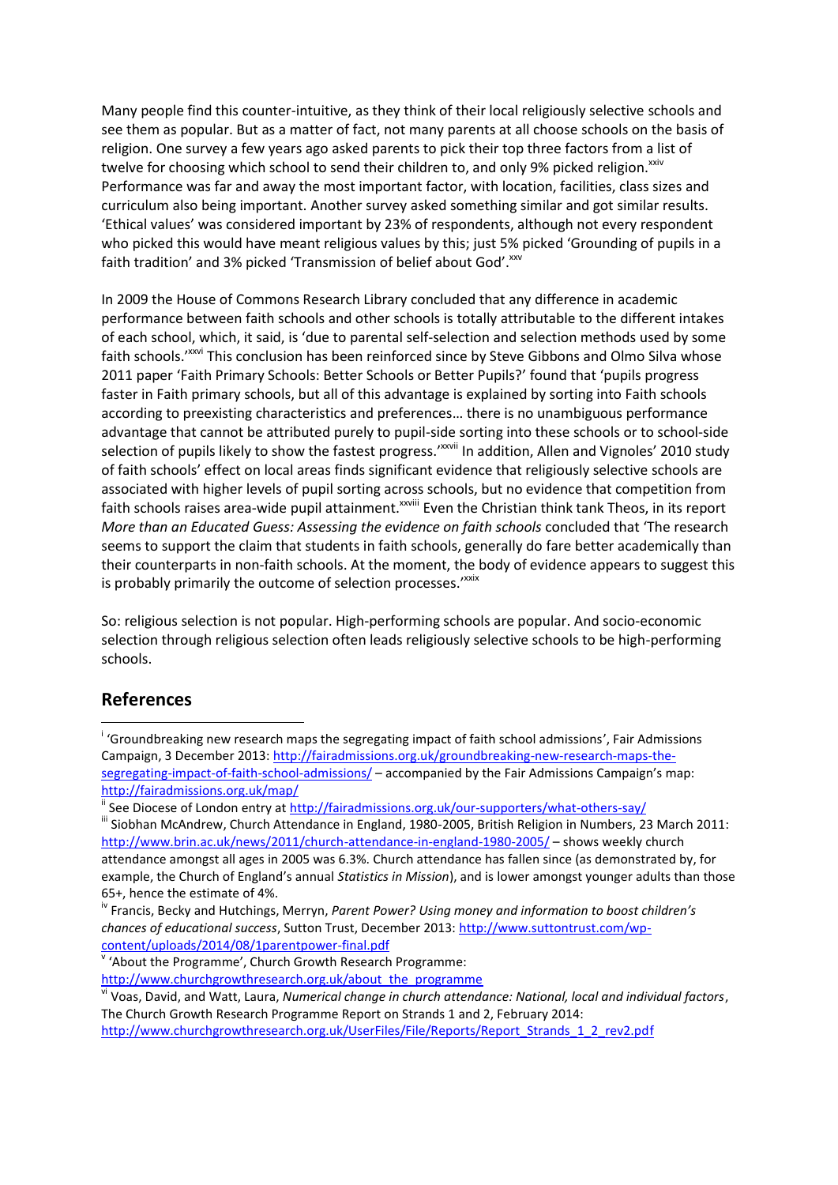Many people find this counter-intuitive, as they think of their local religiously selective schools and see them as popular. But as a matter of fact, not many parents at all choose schools on the basis of religion. One survey a few years ago asked parents to pick their top three factors from a list of twelve for choosing which school to send their children to, and only 9% picked religion.[xxiv] Performance was far and away the most important factor, with location, facilities, class sizes and curriculum also being important. Another survey asked something similar and got similar results. 'Ethical values' was considered important by 23% of respondents, although not every respondent who picked this would have meant religious values by this; just 5% picked 'Grounding of pupils in a faith tradition' and 3% picked 'Transmission of belief about God'.[xxv]

In 2009 the House of Commons Research Library concluded that any difference in academic performance between faith schools and other schools is totally attributable to the different intakes of each school, which, it said, is 'due to parental self-selection and selection methods used by some faith schools.'[xxvi] This conclusion has been reinforced since by Steve Gibbons and Olmo Silva whose 2011 paper 'Faith Primary Schools: Better Schools or Better Pupils?' found that 'pupils progress faster in Faith primary schools, but all of this advantage is explained by sorting into Faith schools according to preexisting characteristics and preferences… there is no unambiguous performance advantage that cannot be attributed purely to pupil-side sorting into these schools or to school-side selection of pupils likely to show the fastest progress.'[xxvii] In addition, Allen and Vignoles' 2010 study of faith schools' effect on local areas finds significant evidence that religiously selective schools are associated with higher levels of pupil sorting across schools, but no evidence that competition from faith schools raises area-wide pupil attainment.[xxviii] Even the Christian think tank Theos, in its report *More than an Educated Guess: Assessing the evidence on faith schools* concluded that 'The research seems to support the claim that students in faith schools, generally do fare better academically than their counterparts in non-faith schools. At the moment, the body of evidence appears to suggest this is probably primarily the outcome of selection processes.'[xxix]

So: religious selection is not popular. High-performing schools are popular. And socio-economic selection through religious selection often leads religiously selective schools to be high-performing schools.

## References

[i] 'Groundbreaking new research maps the segregating impact of faith school admissions', Fair Admissions Campaign, 3 December 2013: http://fairadmissions.org.uk/groundbreaking-new-research-maps-the-segregating-impact-of-faith-school-admissions/ – accompanied by the Fair Admissions Campaign's map: http://fairadmissions.org.uk/map/

[ii] See Diocese of London entry at http://fairadmissions.org.uk/our-supporters/what-others-say/

[iii] Siobhan McAndrew, Church Attendance in England, 1980-2005, British Religion in Numbers, 23 March 2011: http://www.brin.ac.uk/news/2011/church-attendance-in-england-1980-2005/ – shows weekly church attendance amongst all ages in 2005 was 6.3%. Church attendance has fallen since (as demonstrated by, for example, the Church of England's annual *Statistics in Mission*), and is lower amongst younger adults than those 65+, hence the estimate of 4%.

[iv] Francis, Becky and Hutchings, Merryn, *Parent Power? Using money and information to boost children's chances of educational success*, Sutton Trust, December 2013: http://www.suttontrust.com/wp-content/uploads/2014/08/1parentpower-final.pdf

[v] 'About the Programme', Church Growth Research Programme: http://www.churchgrowthresearch.org.uk/about_the_programme

[vi] Voas, David, and Watt, Laura, *Numerical change in church attendance: National, local and individual factors*, The Church Growth Research Programme Report on Strands 1 and 2, February 2014: http://www.churchgrowthresearch.org.uk/UserFiles/File/Reports/Report_Strands_1_2_rev2.pdf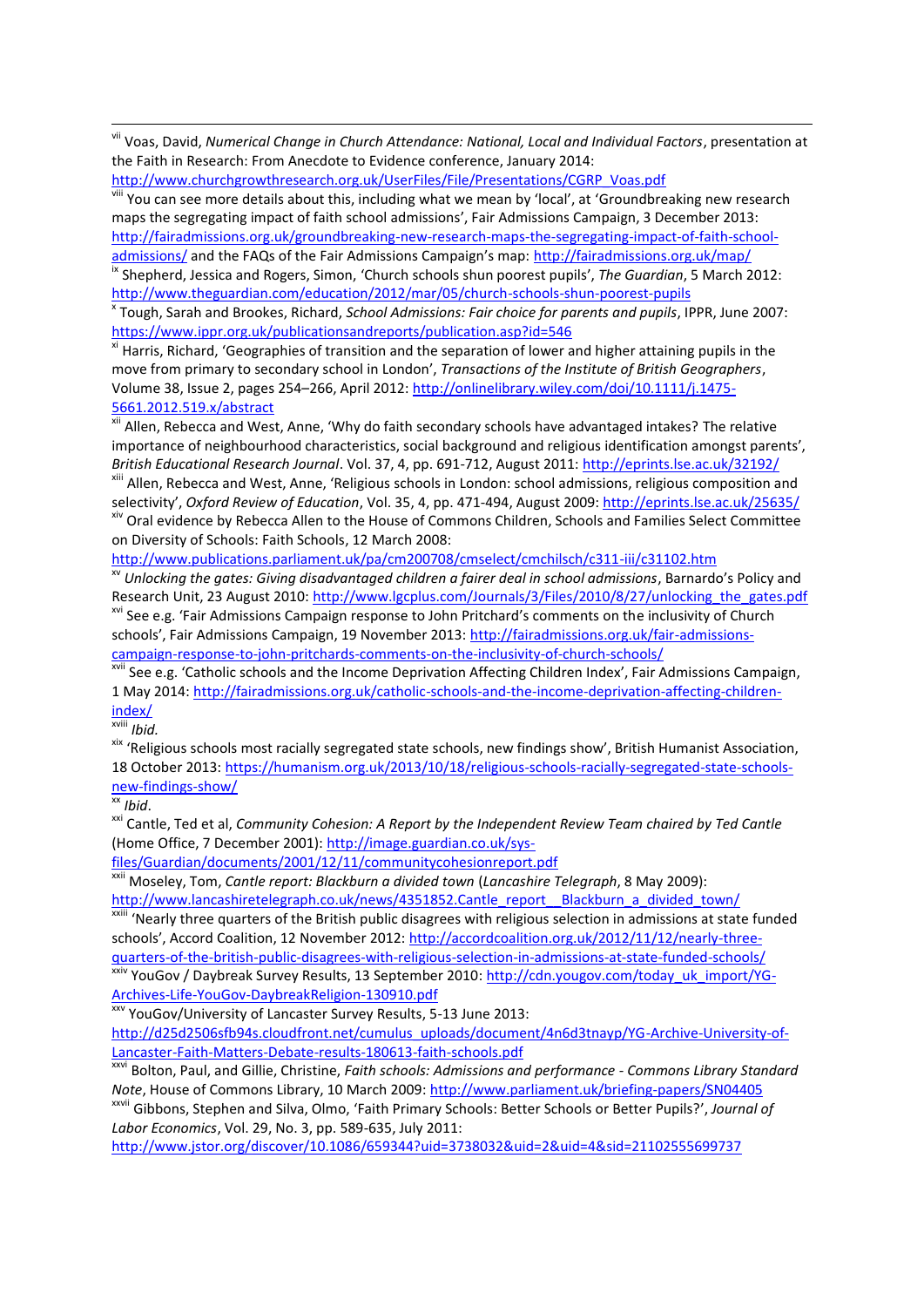[vii] Voas, David, *Numerical Change in Church Attendance: National, Local and Individual Factors*, presentation at the Faith in Research: From Anecdote to Evidence conference, January 2014: http://www.churchgrowthresearch.org.uk/UserFiles/File/Presentations/CGRP_Voas.pdf

[viii] You can see more details about this, including what we mean by 'local', at 'Groundbreaking new research maps the segregating impact of faith school admissions', Fair Admissions Campaign, 3 December 2013: http://fairadmissions.org.uk/groundbreaking-new-research-maps-the-segregating-impact-of-faith-school-admissions/ and the FAQs of the Fair Admissions Campaign's map: http://fairadmissions.org.uk/map/

[ix] Shepherd, Jessica and Rogers, Simon, 'Church schools shun poorest pupils', *The Guardian*, 5 March 2012: http://www.theguardian.com/education/2012/mar/05/church-schools-shun-poorest-pupils

[x] Tough, Sarah and Brookes, Richard, *School Admissions: Fair choice for parents and pupils*, IPPR, June 2007: https://www.ippr.org.uk/publicationsandreports/publication.asp?id=546

[xi] Harris, Richard, 'Geographies of transition and the separation of lower and higher attaining pupils in the move from primary to secondary school in London', *Transactions of the Institute of British Geographers*, Volume 38, Issue 2, pages 254–266, April 2012: http://onlinelibrary.wiley.com/doi/10.1111/j.1475-5661.2012.519.x/abstract

[xii] Allen, Rebecca and West, Anne, 'Why do faith secondary schools have advantaged intakes? The relative importance of neighbourhood characteristics, social background and religious identification amongst parents', *British Educational Research Journal*. Vol. 37, 4, pp. 691-712, August 2011: http://eprints.lse.ac.uk/32192/

[xiii] Allen, Rebecca and West, Anne, 'Religious schools in London: school admissions, religious composition and selectivity', *Oxford Review of Education*, Vol. 35, 4, pp. 471-494, August 2009: http://eprints.lse.ac.uk/25635/

[xiv] Oral evidence by Rebecca Allen to the House of Commons Children, Schools and Families Select Committee on Diversity of Schools: Faith Schools, 12 March 2008: http://www.publications.parliament.uk/pa/cm200708/cmselect/cmchilsch/c311-iii/c31102.htm

[xv] *Unlocking the gates: Giving disadvantaged children a fairer deal in school admissions*, Barnardo's Policy and Research Unit, 23 August 2010: http://www.lgcplus.com/Journals/3/Files/2010/8/27/unlocking_the_gates.pdf

[xvi] See e.g. 'Fair Admissions Campaign response to John Pritchard's comments on the inclusivity of Church schools', Fair Admissions Campaign, 19 November 2013: http://fairadmissions.org.uk/fair-admissions-campaign-response-to-john-pritchards-comments-on-the-inclusivity-of-church-schools/

[xvii] See e.g. 'Catholic schools and the Income Deprivation Affecting Children Index', Fair Admissions Campaign, 1 May 2014: http://fairadmissions.org.uk/catholic-schools-and-the-income-deprivation-affecting-children-index/

[xviii] *Ibid.*

[xix] 'Religious schools most racially segregated state schools, new findings show', British Humanist Association, 18 October 2013: https://humanism.org.uk/2013/10/18/religious-schools-racially-segregated-state-schools-new-findings-show/

[xx] *Ibid*.

[xxi] Cantle, Ted et al, *Community Cohesion: A Report by the Independent Review Team chaired by Ted Cantle* (Home Office, 7 December 2001): http://image.guardian.co.uk/sys-files/Guardian/documents/2001/12/11/communitycohesionreport.pdf

[xxii] Moseley, Tom, *Cantle report: Blackburn a divided town* (*Lancashire Telegraph*, 8 May 2009): http://www.lancashiretelegraph.co.uk/news/4351852.Cantle_report__Blackburn_a_divided_town/

[xxiii] 'Nearly three quarters of the British public disagrees with religious selection in admissions at state funded schools', Accord Coalition, 12 November 2012: http://accordcoalition.org.uk/2012/11/12/nearly-three-quarters-of-the-british-public-disagrees-with-religious-selection-in-admissions-at-state-funded-schools/

[xxiv] YouGov / Daybreak Survey Results, 13 September 2010: http://cdn.yougov.com/today_uk_import/YG-Archives-Life-YouGov-DaybreakReligion-130910.pdf

[xxv] YouGov/University of Lancaster Survey Results, 5-13 June 2013: http://d25d2506sfb94s.cloudfront.net/cumulus_uploads/document/4n6d3tnayp/YG-Archive-University-of-Lancaster-Faith-Matters-Debate-results-180613-faith-schools.pdf

[xxvi] Bolton, Paul, and Gillie, Christine, *Faith schools: Admissions and performance - Commons Library Standard Note*, House of Commons Library, 10 March 2009: http://www.parliament.uk/briefing-papers/SN04405

[xxvii] Gibbons, Stephen and Silva, Olmo, 'Faith Primary Schools: Better Schools or Better Pupils?', *Journal of Labor Economics*, Vol. 29, No. 3, pp. 589-635, July 2011: http://www.jstor.org/discover/10.1086/659344?uid=3738032&uid=2&uid=4&sid=21102555699737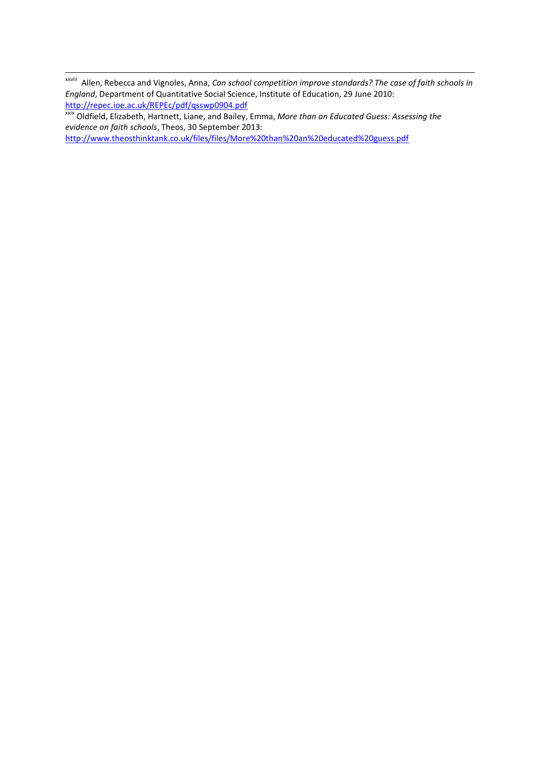[xxviii] Allen, Rebecca and Vignoles, Anna, *Can school competition improve standards? The case of faith schools in England*, Department of Quantitative Social Science, Institute of Education, 29 June 2010: http://repec.ioe.ac.uk/REPEc/pdf/qsswp0904.pdf

[xxix] Oldfield, Elizabeth, Hartnett, Liane, and Bailey, Emma, *More than an Educated Guess: Assessing the evidence on faith schools*, Theos, 30 September 2013: http://www.theosthinktank.co.uk/files/files/More%20than%20an%20educated%20guess.pdf